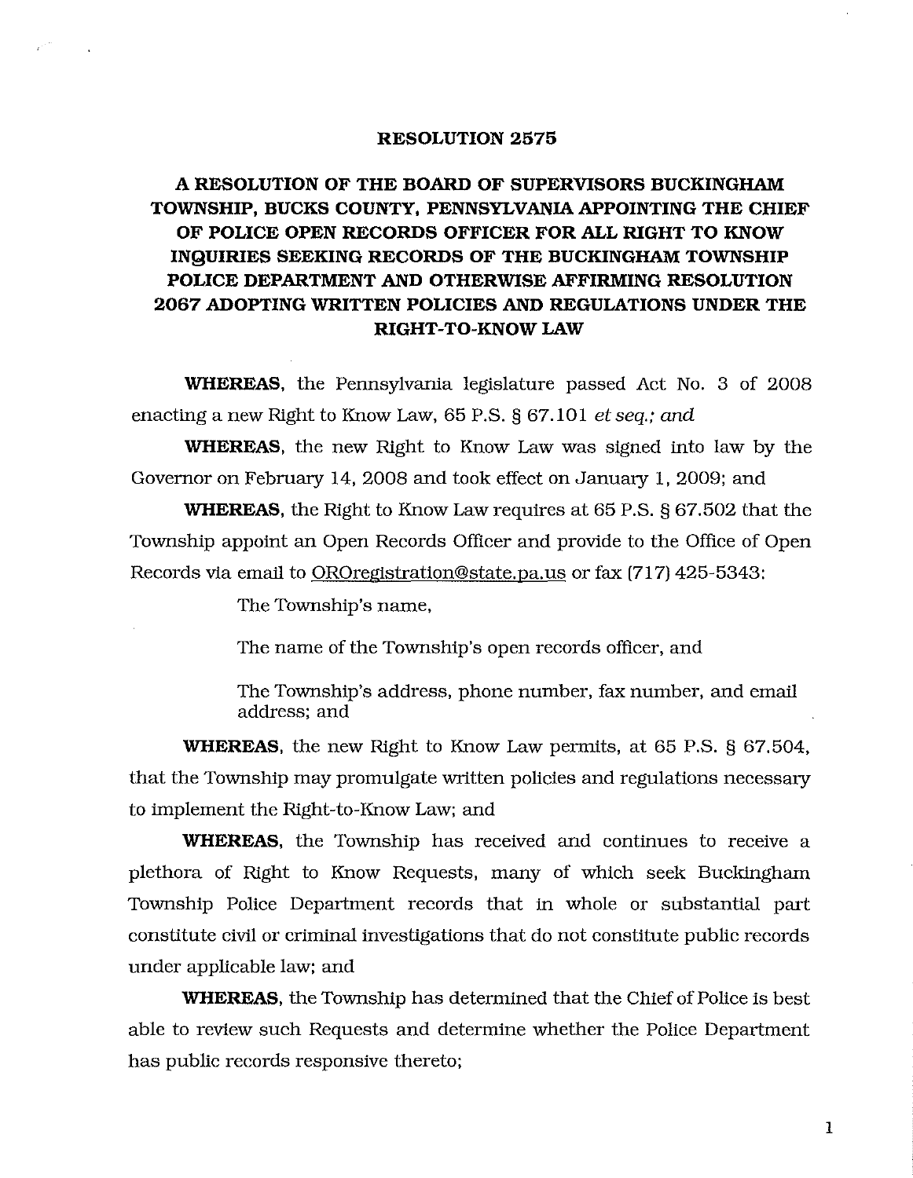# RESOLUTION 2575

## A RESOLUTION OF THE BOARD OF SUPERVISORS BUCKINGHAM TOWNSHIP, BUCKS COUNTY, PENNSYLVANIA APPOINTING THE CHIEF OF POLICE OPEN RECORDS OFFICER FOR ALL RIGHT TO KNOW INQUIRIES SEEKING RECORDS OF THE BUCKINGHAM TOWNSHIP POLICE DEPARTMENT AND OTHERWISE AFFIRMING RESOLUTION 2067 ADOPTING WRITTEN POLICIES AND REGULATIONS UNDER THE RIGHT-TO-KNOW LAW

**WHEREAS**, the Pennsylvania legislature passed Act No. 3 of 2008 enacting a new Right to Know Law, 65 P.S. § 67.101 *et seq.; and*

**WHEREAS**, the new Right to Know Law was signed into law by the Governor on February 14, 2008 and took effect on January 1, 2009; and

**WHEREAS**, the Right to Know Law requires at 65 P.S. § 67.502 that the Township appoint an Open Records Officer and provide to the Office of Open Records via email to ORORegistration@state.pa.us or fax (717) 425-5343:

> The Township's name,
>
> The name of the Township's open records officer, and
>
> The Township's address, phone number, fax number, and email address; and

**WHEREAS**, the new Right to Know Law permits, at 65 P.S. § 67.504, that the Township may promulgate written policies and regulations necessary to implement the Right-to-Know Law; and

**WHEREAS**, the Township has received and continues to receive a plethora of Right to Know Requests, many of which seek Buckingham Township Police Department records that in whole or substantial part constitute civil or criminal investigations that do not constitute public records under applicable law; and

**WHEREAS**, the Township has determined that the Chief of Police is best able to review such Requests and determine whether the Police Department has public records responsive thereto;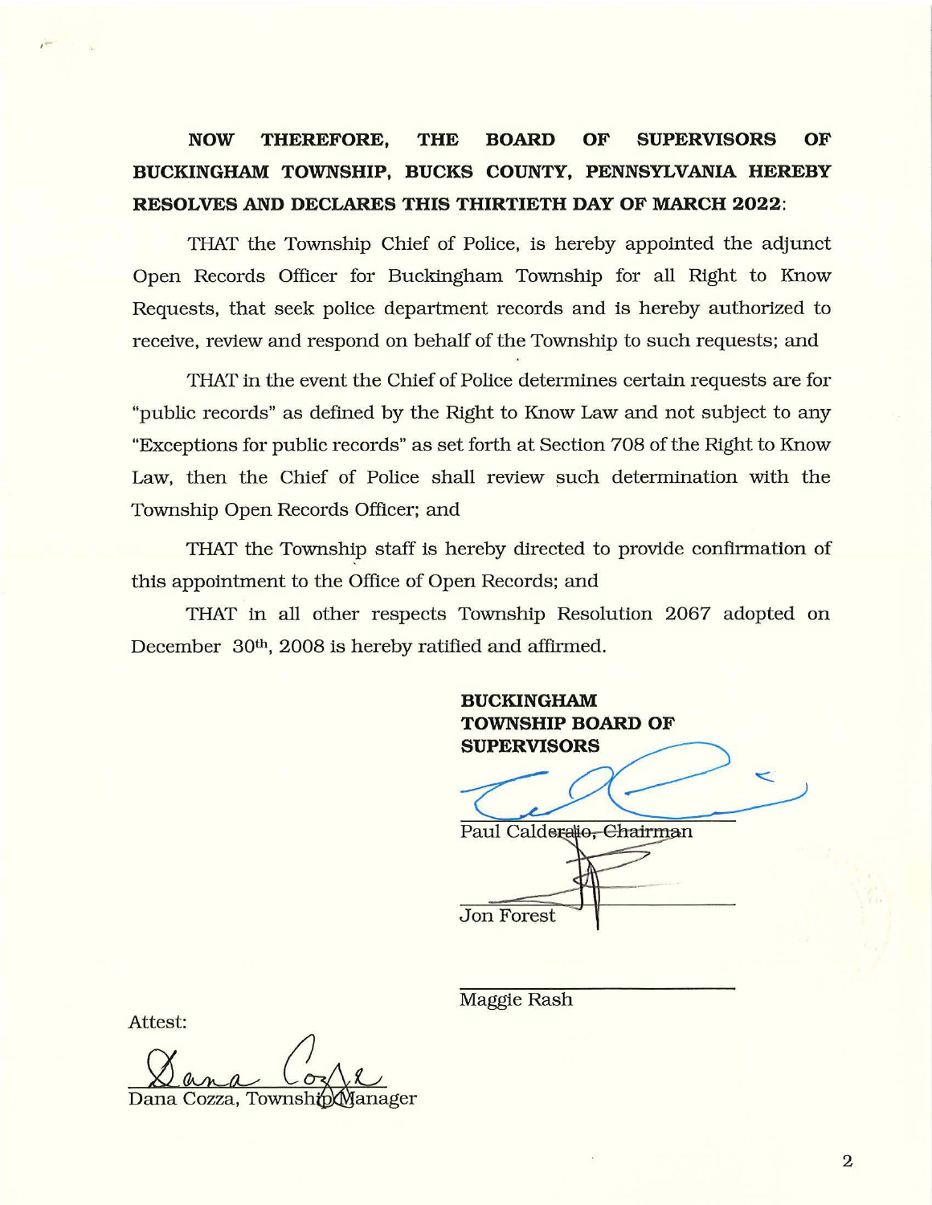**NOW THEREFORE, THE BOARD OF SUPERVISORS OF BUCKINGHAM TOWNSHIP, BUCKS COUNTY, PENNSYLVANIA HEREBY RESOLVES AND DECLARES THIS THIRTIETH DAY OF MARCH 2022**:

THAT the Township Chief of Police, is hereby appointed the adjunct Open Records Officer for Buckingham Township for all Right to Know Requests, that seek police department records and is hereby authorized to receive, review and respond on behalf of the Township to such requests; and

THAT in the event the Chief of Police determines certain requests are for "public records" as defined by the Right to Know Law and not subject to any "Exceptions for public records" as set forth at Section 708 of the Right to Know Law, then the Chief of Police shall review such determination with the Township Open Records Officer; and

THAT the Township staff is hereby directed to provide confirmation of this appointment to the Office of Open Records; and

THAT in all other respects Township Resolution 2067 adopted on December 30th, 2008 is hereby ratified and affirmed.

**BUCKINGHAM TOWNSHIP BOARD OF SUPERVISORS**

Paul Calderaio, Chairman

Jon Forest

Maggie Rash

Attest:

Dana Cozza, Township Manager